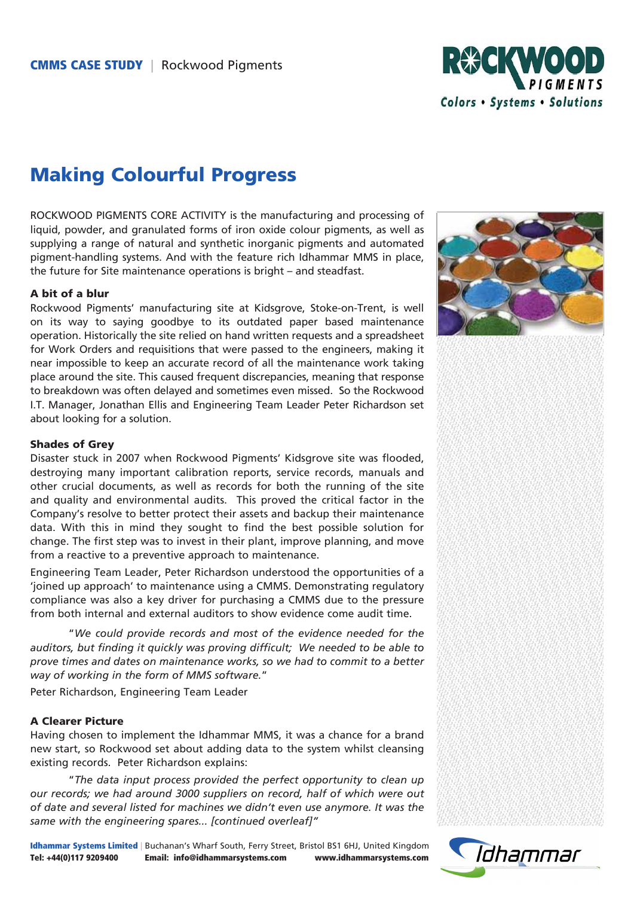**CMMS CASE STUDY** | Rockwood Pigments

# Making Colourful Progress

ROCKWOOD PIGMENTS CORE ACTIVITY is the manufacturing and processing of liquid, powder, and granulated forms of iron oxide colour pigments, as well as supplying a range of natural and synthetic inorganic pigments and automated pigment-handling systems. And with the feature rich Idhammar MMS in place, the future for Site maintenance operations is bright – and steadfast.

### A bit of a blur

Rockwood Pigments' manufacturing site at Kidsgrove, Stoke-on-Trent, is well on its way to saying goodbye to its outdated paper based maintenance operation. Historically the site relied on hand written requests and a spreadsheet for Work Orders and requisitions that were passed to the engineers, making it near impossible to keep an accurate record of all the maintenance work taking place around the site. This caused frequent discrepancies, meaning that response to breakdown was often delayed and sometimes even missed. So the Rockwood I.T. Manager, Jonathan Ellis and Engineering Team Leader Peter Richardson set about looking for a solution.

### Shades of Grey

Disaster stuck in 2007 when Rockwood Pigments' Kidsgrove site was flooded, destroying many important calibration reports, service records, manuals and other crucial documents, as well as records for both the running of the site and quality and environmental audits. This proved the critical factor in the Company's resolve to better protect their assets and backup their maintenance data. With this in mind they sought to find the best possible solution for change. The first step was to invest in their plant, improve planning, and move from a reactive to a preventive approach to maintenance.

Engineering Team Leader, Peter Richardson understood the opportunities of a 'joined up approach' to maintenance using a CMMS. Demonstrating regulatory compliance was also a key driver for purchasing a CMMS due to the pressure from both internal and external auditors to show evidence come audit time.

"*We could provide records and most of the evidence needed for the auditors, but finding it quickly was proving difficult; We needed to be able to prove times and dates on maintenance works, so we had to commit to a better way of working in the form of MMS software.*"

Peter Richardson, Engineering Team Leader

### A Clearer Picture

Having chosen to implement the Idhammar MMS, it was a chance for a brand new start, so Rockwood set about adding data to the system whilst cleansing existing records. Peter Richardson explains:

"*The data input process provided the perfect opportunity to clean up our records; we had around 3000 suppliers on record, half of which were out of date and several listed for machines we didn't even use anymore. It was the same with the engineering spares... [continued overleaf]*"

**Idhammar Systems Limited** | Buchanan's Wharf South, Ferry Street, Bristol BS1 6HJ, United Kingdom
**Tel: +44(0)117 9209400** **Email: info@idhammarsystems.com** **www.idhammarsystems.com**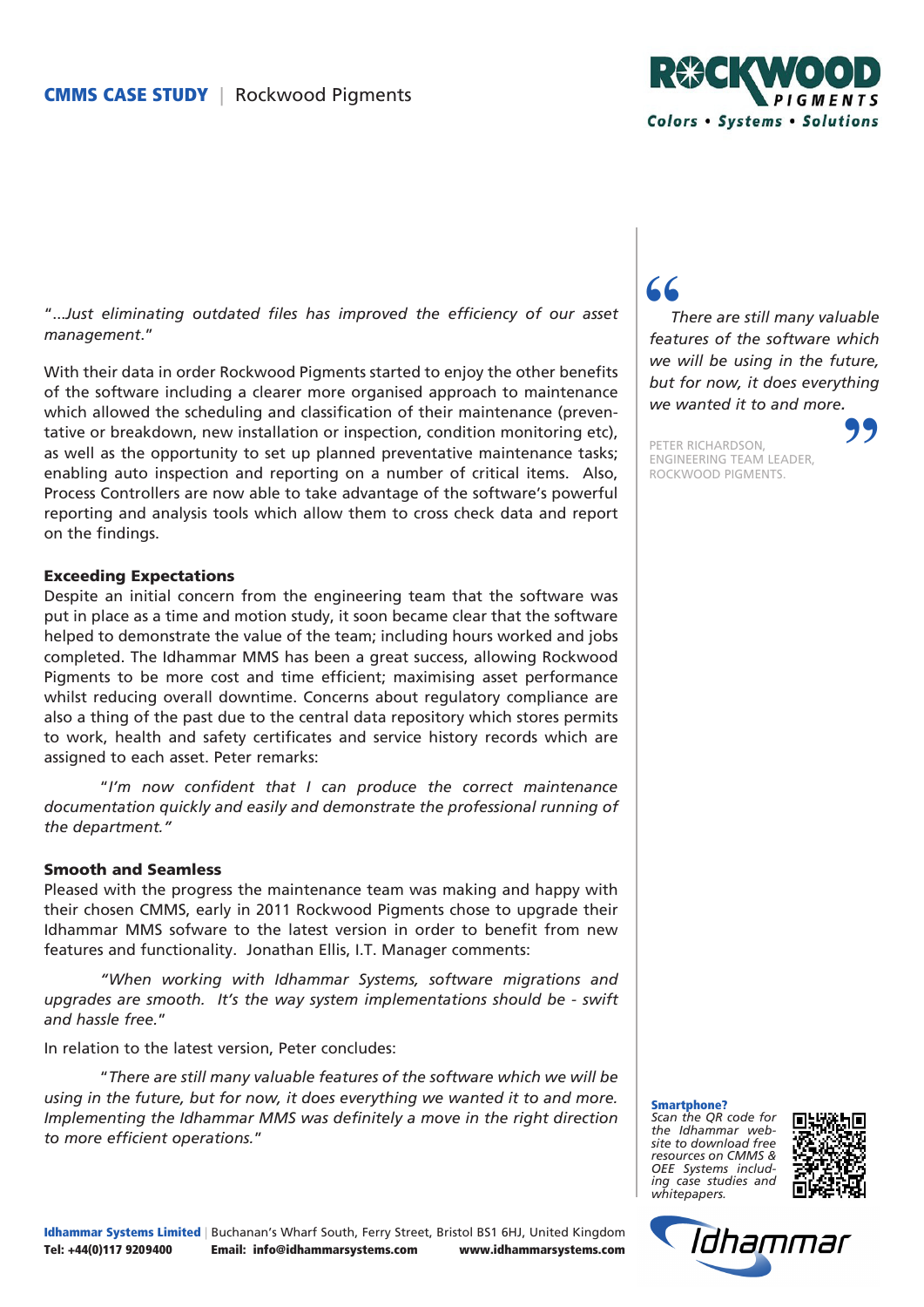"...*Just eliminating outdated files has improved the efficiency of our asset management*."

With their data in order Rockwood Pigments started to enjoy the other benefits of the software including a clearer more organised approach to maintenance which allowed the scheduling and classification of their maintenance (preventative or breakdown, new installation or inspection, condition monitoring etc), as well as the opportunity to set up planned preventative maintenance tasks; enabling auto inspection and reporting on a number of critical items. Also, Process Controllers are now able to take advantage of the software's powerful reporting and analysis tools which allow them to cross check data and report on the findings.

**Exceeding Expectations**

Despite an initial concern from the engineering team that the software was put in place as a time and motion study, it soon became clear that the software helped to demonstrate the value of the team; including hours worked and jobs completed. The Idhammar MMS has been a great success, allowing Rockwood Pigments to be more cost and time efficient; maximising asset performance whilst reducing overall downtime. Concerns about regulatory compliance are also a thing of the past due to the central data repository which stores permits to work, health and safety certificates and service history records which are assigned to each asset. Peter remarks:

"*I'm now confident that I can produce the correct maintenance documentation quickly and easily and demonstrate the professional running of the department.*"

**Smooth and Seamless**

Pleased with the progress the maintenance team was making and happy with their chosen CMMS, early in 2011 Rockwood Pigments chose to upgrade their Idhammar MMS sofware to the latest version in order to benefit from new features and functionality. Jonathan Ellis, I.T. Manager comments:

"*When working with Idhammar Systems, software migrations and upgrades are smooth. It's the way system implementations should be - swift and hassle free.*"

In relation to the latest version, Peter concludes:

"*There are still many valuable features of the software which we will be using in the future, but for now, it does everything we wanted it to and more. Implementing the Idhammar MMS was definitely a move in the right direction to more efficient operations.*"

> *There are still many valuable features of the software which we will be using in the future, but for now, it does everything we wanted it to and more.*
>
> PETER RICHARDSON, ENGINEERING TEAM LEADER, ROCKWOOD PIGMENTS.

**Smartphone?**
*Scan the QR code for the Idhammar website to download free resources on CMMS & OEE Systems including case studies and whitepapers.*

**Idhammar Systems Limited** | Buchanan's Wharf South, Ferry Street, Bristol BS1 6HJ, United Kingdom
**Tel: +44(0)117 9209400** **Email: info@idhammarsystems.com** **www.idhammarsystems.com**